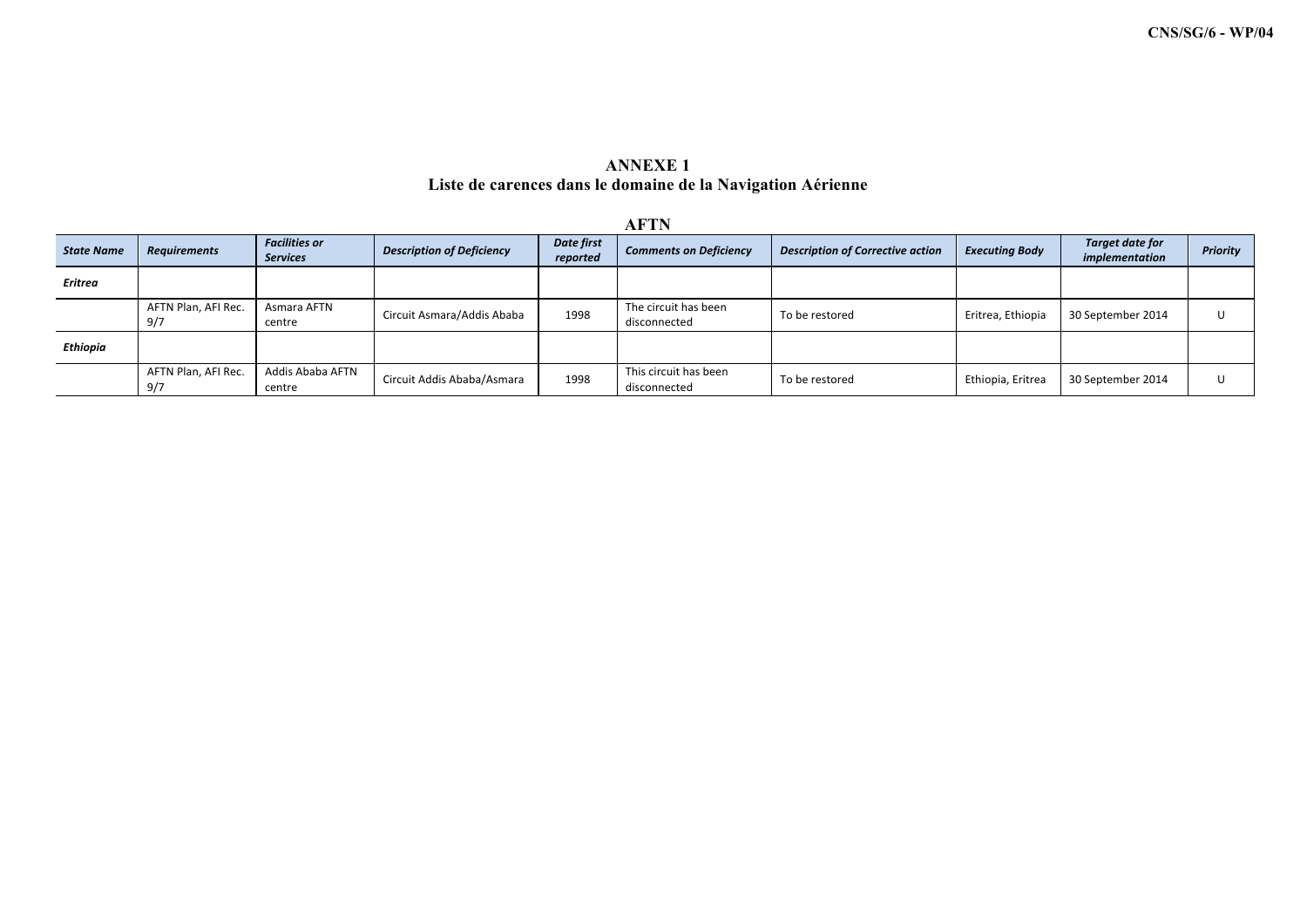# ANNEXE 1
## Liste de carences dans le domaine de la Navigation Aérienne

### AFTN

| *State Name* | *Requirements* | *Facilities or Services* | *Description of Deficiency* | *Date first reported* | *Comments on Deficiency* | *Description of Corrective action* | *Executing Body* | *Target date for implementation* | *Priority* |
|---|---|---|---|---|---|---|---|---|---|
| *Eritrea* | | | | | | | | | |
| | AFTN Plan, AFI Rec. 9/7 | Asmara AFTN centre | Circuit Asmara/Addis Ababa | 1998 | The circuit has been disconnected | To be restored | Eritrea, Ethiopia | 30 September 2014 | U |
| *Ethiopia* | | | | | | | | | |
| | AFTN Plan, AFI Rec. 9/7 | Addis Ababa AFTN centre | Circuit Addis Ababa/Asmara | 1998 | This circuit has been disconnected | To be restored | Ethiopia, Eritrea | 30 September 2014 | U |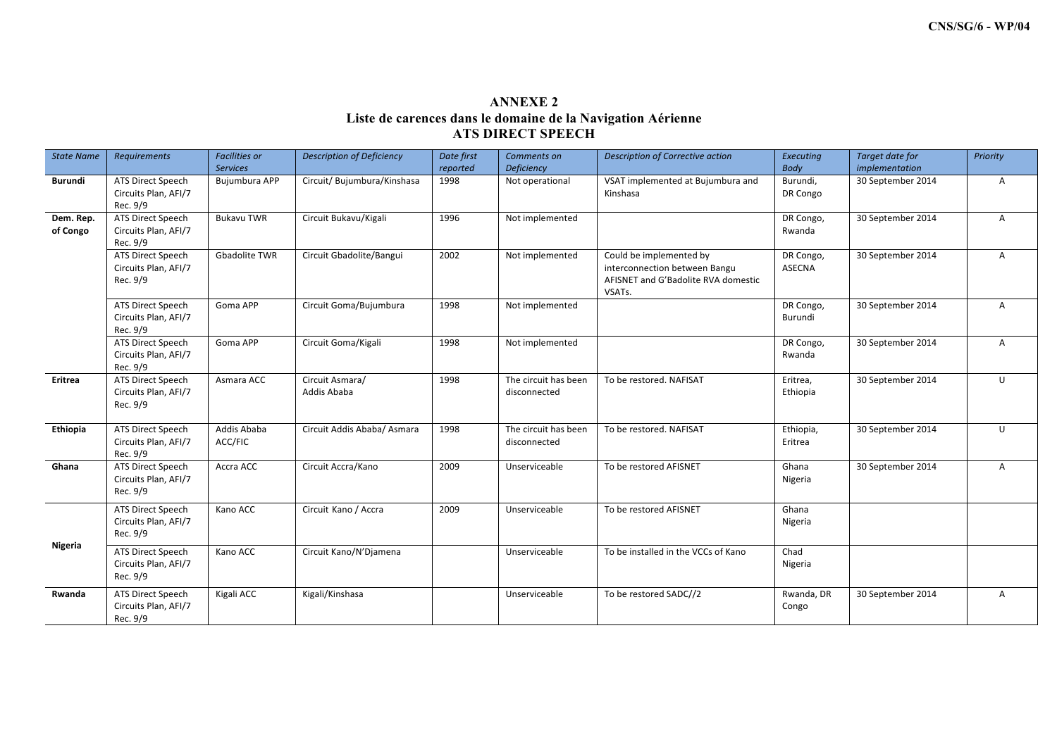**ANNEXE 2**
**Liste de carences dans le domaine de la Navigation Aérienne**
**ATS DIRECT SPEECH**

| *State Name* | *Requirements* | *Facilities or Services* | *Description of Deficiency* | *Date first reported* | *Comments on Deficiency* | *Description of Corrective action* | *Executing Body* | *Target date for implementation* | *Priority* |
|---|---|---|---|---|---|---|---|---|---|
| **Burundi** | ATS Direct Speech Circuits Plan, AFI/7 Rec. 9/9 | Bujumbura APP | Circuit/ Bujumbura/Kinshasa | 1998 | Not operational | VSAT implemented at Bujumbura and Kinshasa | Burundi, DR Congo | 30 September 2014 | A |
| **Dem. Rep. of Congo** | ATS Direct Speech Circuits Plan, AFI/7 Rec. 9/9 | Bukavu TWR | Circuit Bukavu/Kigali | 1996 | Not implemented | | DR Congo, Rwanda | 30 September 2014 | A |
| | ATS Direct Speech Circuits Plan, AFI/7 Rec. 9/9 | Gbadolite TWR | Circuit Gbadolite/Bangui | 2002 | Not implemented | Could be implemented by interconnection between Bangu AFISNET and G'Badolite RVA domestic VSATs. | DR Congo, ASECNA | 30 September 2014 | A |
| | ATS Direct Speech Circuits Plan, AFI/7 Rec. 9/9 | Goma APP | Circuit Goma/Bujumbura | 1998 | Not implemented | | DR Congo, Burundi | 30 September 2014 | A |
| | ATS Direct Speech Circuits Plan, AFI/7 Rec. 9/9 | Goma APP | Circuit Goma/Kigali | 1998 | Not implemented | | DR Congo, Rwanda | 30 September 2014 | A |
| **Eritrea** | ATS Direct Speech Circuits Plan, AFI/7 Rec. 9/9 | Asmara ACC | Circuit Asmara/ Addis Ababa | 1998 | The circuit has been disconnected | To be restored. NAFISAT | Eritrea, Ethiopia | 30 September 2014 | U |
| **Ethiopia** | ATS Direct Speech Circuits Plan, AFI/7 Rec. 9/9 | Addis Ababa ACC/FIC | Circuit Addis Ababa/ Asmara | 1998 | The circuit has been disconnected | To be restored. NAFISAT | Ethiopia, Eritrea | 30 September 2014 | U |
| **Ghana** | ATS Direct Speech Circuits Plan, AFI/7 Rec. 9/9 | Accra ACC | Circuit Accra/Kano | 2009 | Unserviceable | To be restored AFISNET | Ghana Nigeria | 30 September 2014 | A |
| **Nigeria** | ATS Direct Speech Circuits Plan, AFI/7 Rec. 9/9 | Kano ACC | Circuit Kano / Accra | 2009 | Unserviceable | To be restored AFISNET | Ghana Nigeria | | |
| | ATS Direct Speech Circuits Plan, AFI/7 Rec. 9/9 | Kano ACC | Circuit Kano/N'Djamena | | Unserviceable | To be installed in the VCCs of Kano | Chad Nigeria | | |
| **Rwanda** | ATS Direct Speech Circuits Plan, AFI/7 Rec. 9/9 | Kigali ACC | Kigali/Kinshasa | | Unserviceable | To be restored SADC//2 | Rwanda, DR Congo | 30 September 2014 | A |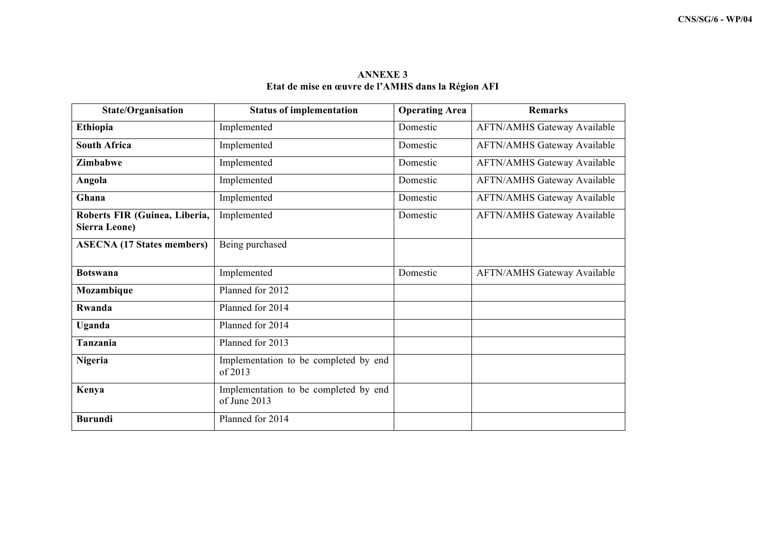**ANNEXE 3**
**Etat de mise en œuvre de l'AMHS dans la Région AFI**

| State/Organisation | Status of implementation | Operating Area | Remarks |
|---|---|---|---|
| **Ethiopia** | Implemented | Domestic | AFTN/AMHS Gateway Available |
| **South Africa** | Implemented | Domestic | AFTN/AMHS Gateway Available |
| **Zimbabwe** | Implemented | Domestic | AFTN/AMHS Gateway Available |
| **Angola** | Implemented | Domestic | AFTN/AMHS Gateway Available |
| **Ghana** | Implemented | Domestic | AFTN/AMHS Gateway Available |
| **Roberts FIR (Guinea, Liberia, Sierra Leone)** | Implemented | Domestic | AFTN/AMHS Gateway Available |
| **ASECNA (17 States members)** | Being purchased | | |
| **Botswana** | Implemented | Domestic | AFTN/AMHS Gateway Available |
| **Mozambique** | Planned for 2012 | | |
| **Rwanda** | Planned for 2014 | | |
| **Uganda** | Planned for 2014 | | |
| **Tanzania** | Planned for 2013 | | |
| **Nigeria** | Implementation to be completed by end of 2013 | | |
| **Kenya** | Implementation to be completed by end of June 2013 | | |
| **Burundi** | Planned for 2014 | | |